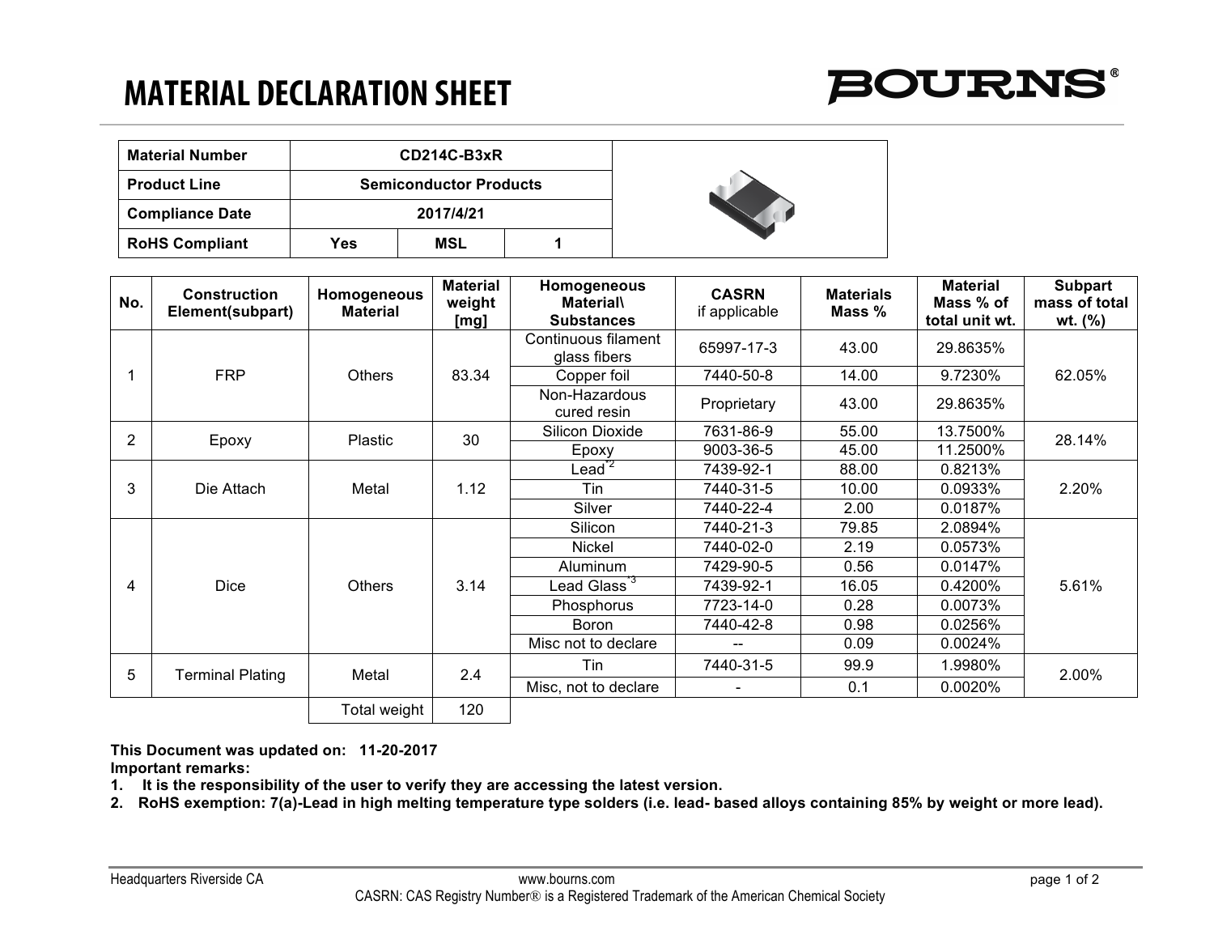# MATERIAL DECLARATION SHEET

BOURNS®

| Material Number | CD214C-B3xR | | |
|---|---|---|---|
| Product Line | Semiconductor Products | | |
| Compliance Date | 2017/4/21 | | |
| RoHS Compliant | Yes | MSL | 1 |

| No. | Construction Element(subpart) | Homogeneous Material | Material weight [mg] | Homogeneous Material\ Substances | CASRN if applicable | Materials Mass % | Material Mass % of total unit wt. | Subpart mass of total wt. (%) |
|---|---|---|---|---|---|---|---|---|
| 1 | FRP | Others | 83.34 | Continuous filament glass fibers | 65997-17-3 | 43.00 | 29.8635% | 62.05% |
| | | | | Copper foil | 7440-50-8 | 14.00 | 9.7230% | |
| | | | | Non-Hazardous cured resin | Proprietary | 43.00 | 29.8635% | |
| 2 | Epoxy | Plastic | 30 | Silicon Dioxide | 7631-86-9 | 55.00 | 13.7500% | 28.14% |
| | | | | Epoxy | 9003-36-5 | 45.00 | 11.2500% | |
| 3 | Die Attach | Metal | 1.12 | Lead*2 | 7439-92-1 | 88.00 | 0.8213% | 2.20% |
| | | | | Tin | 7440-31-5 | 10.00 | 0.0933% | |
| | | | | Silver | 7440-22-4 | 2.00 | 0.0187% | |
| 4 | Dice | Others | 3.14 | Silicon | 7440-21-3 | 79.85 | 2.0894% | 5.61% |
| | | | | Nickel | 7440-02-0 | 2.19 | 0.0573% | |
| | | | | Aluminum | 7429-90-5 | 0.56 | 0.0147% | |
| | | | | Lead Glass*3 | 7439-92-1 | 16.05 | 0.4200% | |
| | | | | Phosphorus | 7723-14-0 | 0.28 | 0.0073% | |
| | | | | Boron | 7440-42-8 | 0.98 | 0.0256% | |
| | | | | Misc not to declare | -- | 0.09 | 0.0024% | |
| 5 | Terminal Plating | Metal | 2.4 | Tin | 7440-31-5 | 99.9 | 1.9980% | 2.00% |
| | | | | Misc, not to declare | - | 0.1 | 0.0020% | |
| | | Total weight | 120 | | | | | |

**This Document was updated on: 11-20-2017**

**Important remarks:**

1. **It is the responsibility of the user to verify they are accessing the latest version.**
2. **RoHS exemption: 7(a)-Lead in high melting temperature type solders (i.e. lead- based alloys containing 85% by weight or more lead).**

Headquarters Riverside CA www.bourns.com

CASRN: CAS Registry Number® is a Registered Trademark of the American Chemical Society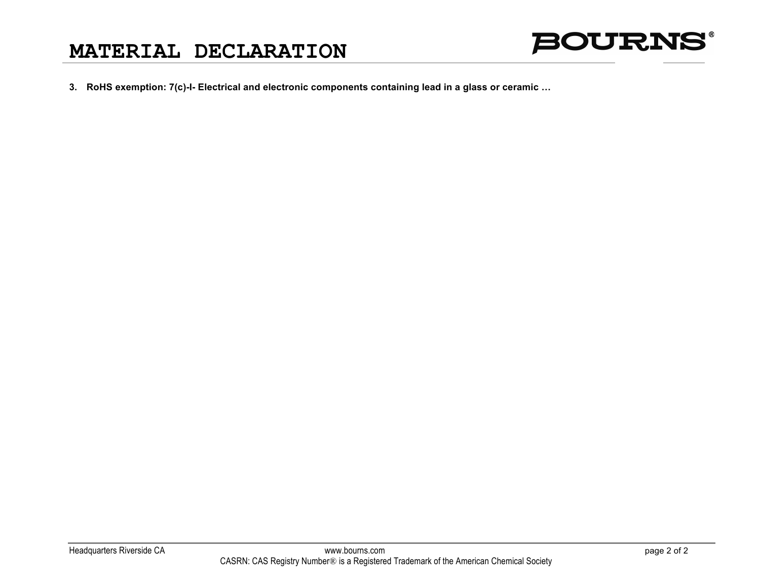3. **RoHS exemption: 7(c)-I- Electrical and electronic components containing lead in a glass or ceramic …**